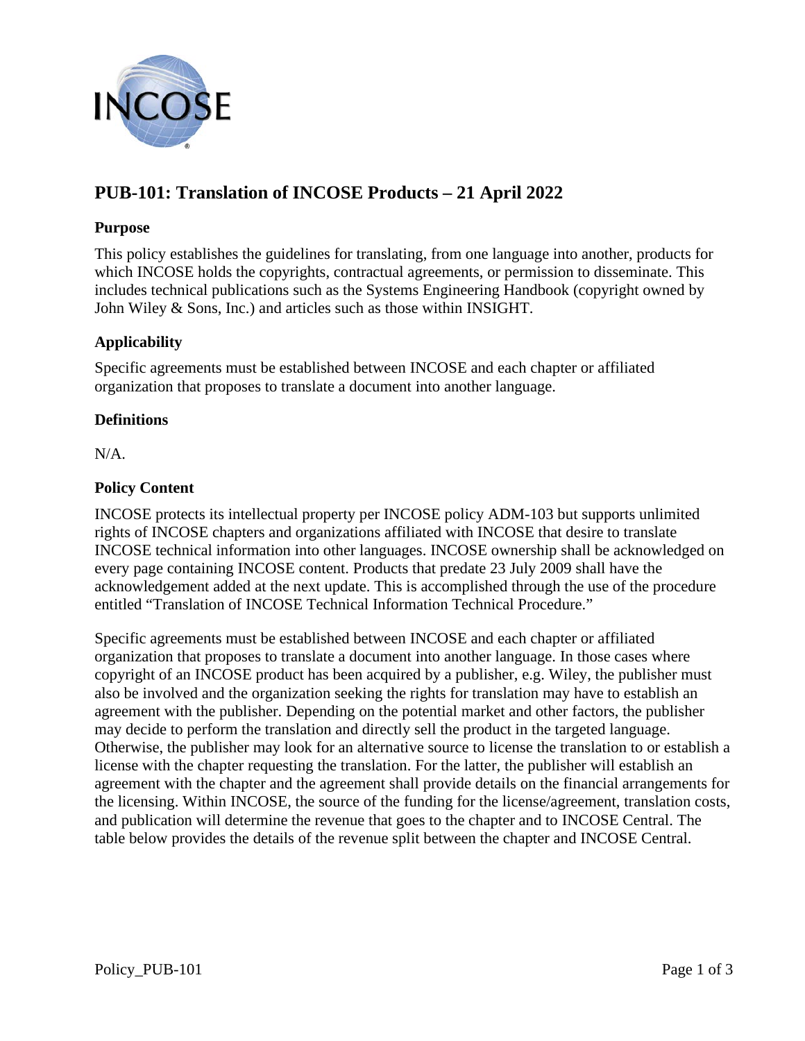# PUB-101: Translation of INCOSE Products – 21 April 2022

## Purpose

This policy establishes the guidelines for translating, from one language into another, products for which INCOSE holds the copyrights, contractual agreements, or permission to disseminate. This includes technical publications such as the Systems Engineering Handbook (copyright owned by John Wiley & Sons, Inc.) and articles such as those within INSIGHT.

## Applicability

Specific agreements must be established between INCOSE and each chapter or affiliated organization that proposes to translate a document into another language.

## Definitions

N/A.

## Policy Content

INCOSE protects its intellectual property per INCOSE policy ADM-103 but supports unlimited rights of INCOSE chapters and organizations affiliated with INCOSE that desire to translate INCOSE technical information into other languages. INCOSE ownership shall be acknowledged on every page containing INCOSE content. Products that predate 23 July 2009 shall have the acknowledgement added at the next update. This is accomplished through the use of the procedure entitled "Translation of INCOSE Technical Information Technical Procedure."

Specific agreements must be established between INCOSE and each chapter or affiliated organization that proposes to translate a document into another language. In those cases where copyright of an INCOSE product has been acquired by a publisher, e.g. Wiley, the publisher must also be involved and the organization seeking the rights for translation may have to establish an agreement with the publisher. Depending on the potential market and other factors, the publisher may decide to perform the translation and directly sell the product in the targeted language. Otherwise, the publisher may look for an alternative source to license the translation to or establish a license with the chapter requesting the translation. For the latter, the publisher will establish an agreement with the chapter and the agreement shall provide details on the financial arrangements for the licensing. Within INCOSE, the source of the funding for the license/agreement, translation costs, and publication will determine the revenue that goes to the chapter and to INCOSE Central. The table below provides the details of the revenue split between the chapter and INCOSE Central.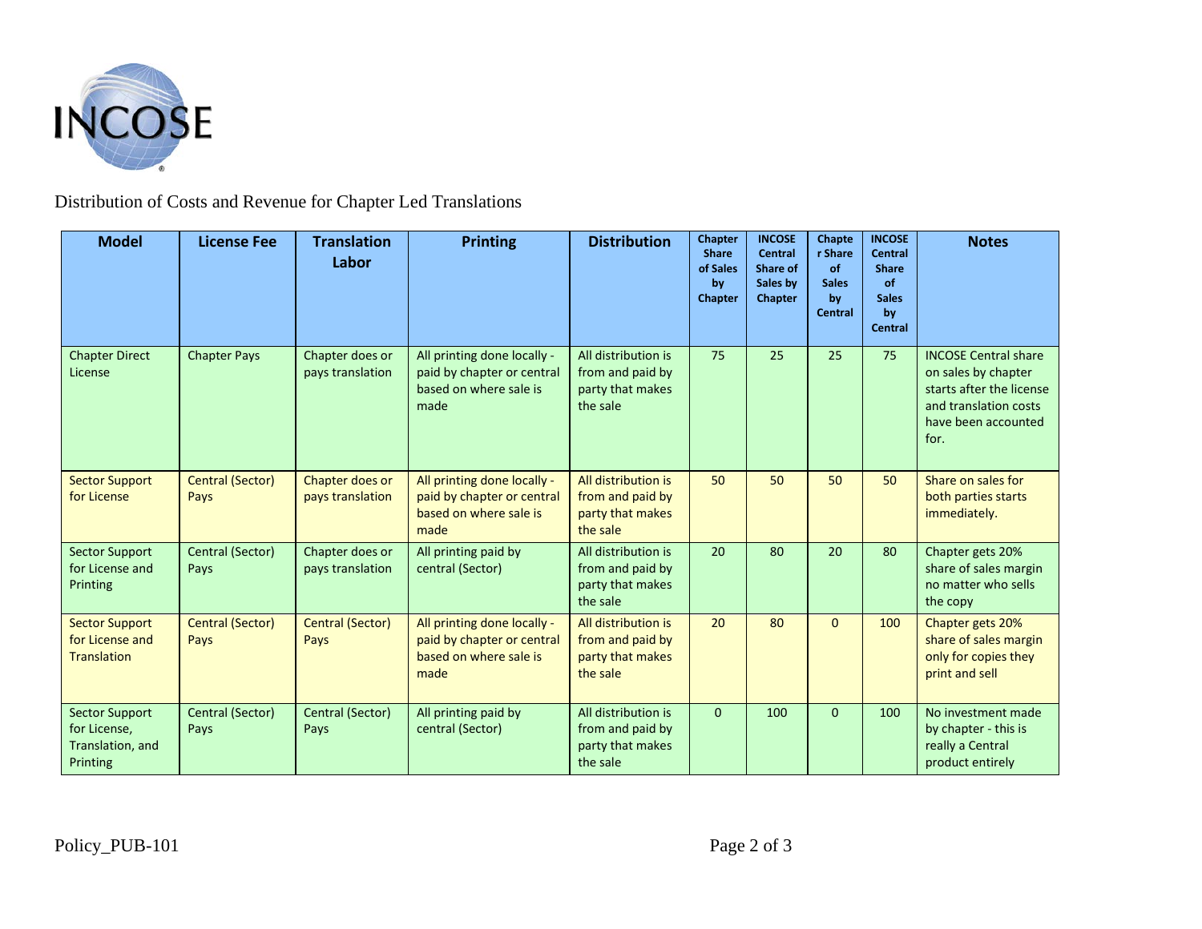Distribution of Costs and Revenue for Chapter Led Translations

| Model | License Fee | Translation Labor | Printing | Distribution | Chapter Share of Sales by Chapter | INCOSE Central Share of Sales by Chapter | Chapter Share of Sales by Central | INCOSE Central Share of Sales by Central | Notes |
|---|---|---|---|---|---|---|---|---|---|
| Chapter Direct License | Chapter Pays | Chapter does or pays translation | All printing done locally - paid by chapter or central based on where sale is made | All distribution is from and paid by party that makes the sale | 75 | 25 | 25 | 75 | INCOSE Central share on sales by chapter starts after the license and translation costs have been accounted for. |
| Sector Support for License | Central (Sector) Pays | Chapter does or pays translation | All printing done locally - paid by chapter or central based on where sale is made | All distribution is from and paid by party that makes the sale | 50 | 50 | 50 | 50 | Share on sales for both parties starts immediately. |
| Sector Support for License and Printing | Central (Sector) Pays | Chapter does or pays translation | All printing paid by central (Sector) | All distribution is from and paid by party that makes the sale | 20 | 80 | 20 | 80 | Chapter gets 20% share of sales margin no matter who sells the copy |
| Sector Support for License and Translation | Central (Sector) Pays | Central (Sector) Pays | All printing done locally - paid by chapter or central based on where sale is made | All distribution is from and paid by party that makes the sale | 20 | 80 | 0 | 100 | Chapter gets 20% share of sales margin only for copies they print and sell |
| Sector Support for License, Translation, and Printing | Central (Sector) Pays | Central (Sector) Pays | All printing paid by central (Sector) | All distribution is from and paid by party that makes the sale | 0 | 100 | 0 | 100 | No investment made by chapter - this is really a Central product entirely |

Policy_PUB-101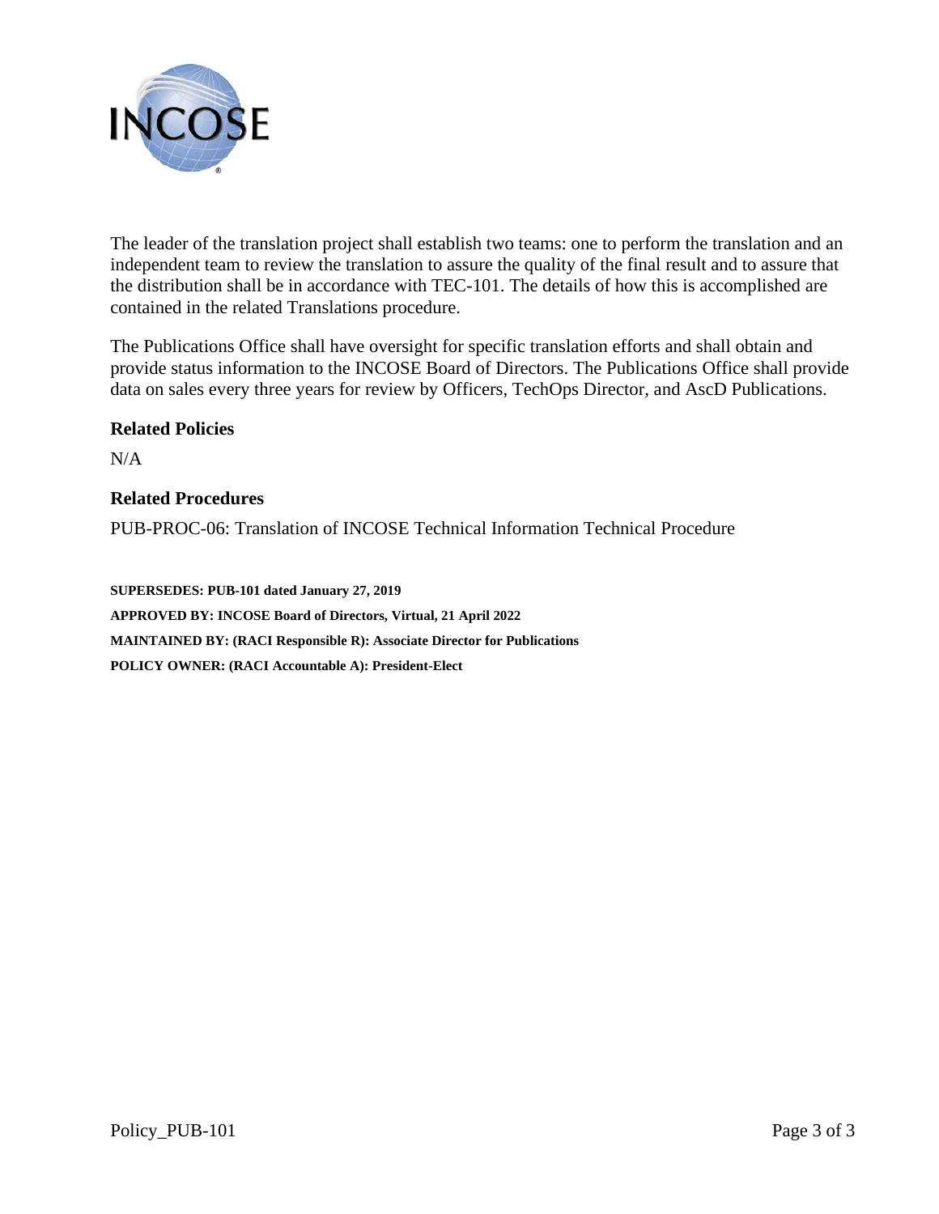The leader of the translation project shall establish two teams: one to perform the translation and an independent team to review the translation to assure the quality of the final result and to assure that the distribution shall be in accordance with TEC-101. The details of how this is accomplished are contained in the related Translations procedure.

The Publications Office shall have oversight for specific translation efforts and shall obtain and provide status information to the INCOSE Board of Directors. The Publications Office shall provide data on sales every three years for review by Officers, TechOps Director, and AscD Publications.

### Related Policies

N/A

### Related Procedures

PUB-PROC-06: Translation of INCOSE Technical Information Technical Procedure

**SUPERSEDES: PUB-101 dated January 27, 2019**

**APPROVED BY: INCOSE Board of Directors, Virtual, 21 April 2022**

**MAINTAINED BY: (RACI Responsible R): Associate Director for Publications**

**POLICY OWNER: (RACI Accountable A): President-Elect**